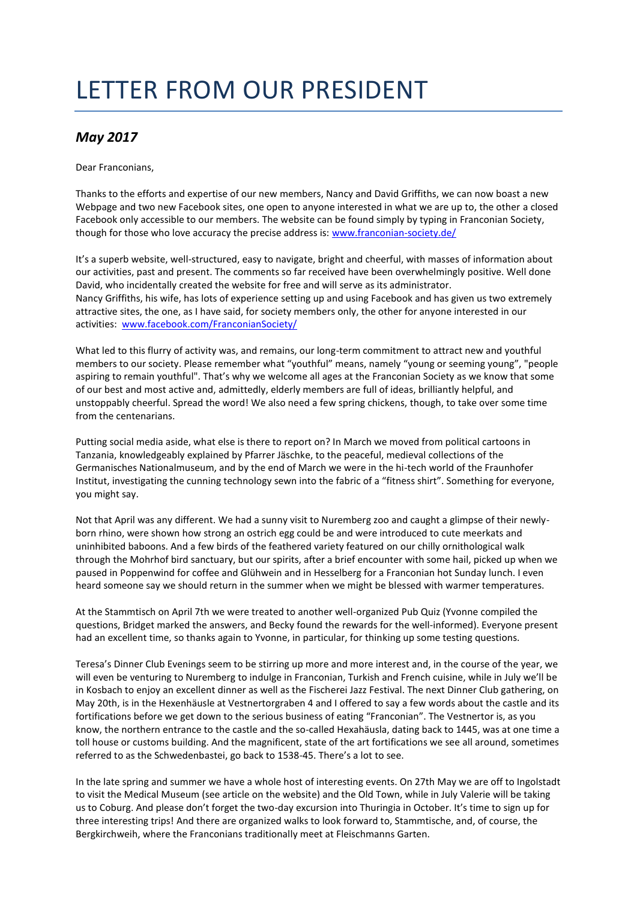# LETTER FROM OUR PRESIDENT

## *May 2017*

Dear Franconians,

Thanks to the efforts and expertise of our new members, Nancy and David Griffiths, we can now boast a new Webpage and two new Facebook sites, one open to anyone interested in what we are up to, the other a closed Facebook only accessible to our members. The website can be found simply by typing in Franconian Society, though for those who love accuracy the precise address is: [www.franconian-society.de/](www.franconian-society.de/)

It's a superb website, well-structured, easy to navigate, bright and cheerful, with masses of information about our activities, past and present. The comments so far received have been overwhelmingly positive. Well done David, who incidentally created the website for free and will serve as its administrator.
Nancy Griffiths, his wife, has lots of experience setting up and using Facebook and has given us two extremely attractive sites, the one, as I have said, for society members only, the other for anyone interested in our activities: [www.facebook.com/FranconianSociety/](www.facebook.com/FranconianSociety/)

What led to this flurry of activity was, and remains, our long-term commitment to attract new and youthful members to our society. Please remember what "youthful" means, namely "young or seeming young", "people aspiring to remain youthful". That's why we welcome all ages at the Franconian Society as we know that some of our best and most active and, admittedly, elderly members are full of ideas, brilliantly helpful, and unstoppably cheerful. Spread the word! We also need a few spring chickens, though, to take over some time from the centenarians.

Putting social media aside, what else is there to report on? In March we moved from political cartoons in Tanzania, knowledgeably explained by Pfarrer Jäschke, to the peaceful, medieval collections of the Germanisches Nationalmuseum, and by the end of March we were in the hi-tech world of the Fraunhofer Institut, investigating the cunning technology sewn into the fabric of a "fitness shirt". Something for everyone, you might say.

Not that April was any different. We had a sunny visit to Nuremberg zoo and caught a glimpse of their newly-born rhino, were shown how strong an ostrich egg could be and were introduced to cute meerkats and uninhibited baboons. And a few birds of the feathered variety featured on our chilly ornithological walk through the Mohrhof bird sanctuary, but our spirits, after a brief encounter with some hail, picked up when we paused in Poppenwind for coffee and Glühwein and in Hesselberg for a Franconian hot Sunday lunch. I even heard someone say we should return in the summer when we might be blessed with warmer temperatures.

At the Stammtisch on April 7th we were treated to another well-organized Pub Quiz (Yvonne compiled the questions, Bridget marked the answers, and Becky found the rewards for the well-informed). Everyone present had an excellent time, so thanks again to Yvonne, in particular, for thinking up some testing questions.

Teresa's Dinner Club Evenings seem to be stirring up more and more interest and, in the course of the year, we will even be venturing to Nuremberg to indulge in Franconian, Turkish and French cuisine, while in July we'll be in Kosbach to enjoy an excellent dinner as well as the Fischerei Jazz Festival. The next Dinner Club gathering, on May 20th, is in the Hexenhäusle at Vestnertorgraben 4 and I offered to say a few words about the castle and its fortifications before we get down to the serious business of eating "Franconian". The Vestnertor is, as you know, the northern entrance to the castle and the so-called Hexahäusla, dating back to 1445, was at one time a toll house or customs building. And the magnificent, state of the art fortifications we see all around, sometimes referred to as the Schwedenbastei, go back to 1538-45. There's a lot to see.

In the late spring and summer we have a whole host of interesting events. On 27th May we are off to Ingolstadt to visit the Medical Museum (see article on the website) and the Old Town, while in July Valerie will be taking us to Coburg. And please don't forget the two-day excursion into Thuringia in October. It's time to sign up for three interesting trips! And there are organized walks to look forward to, Stammtische, and, of course, the Bergkirchweih, where the Franconians traditionally meet at Fleischmanns Garten.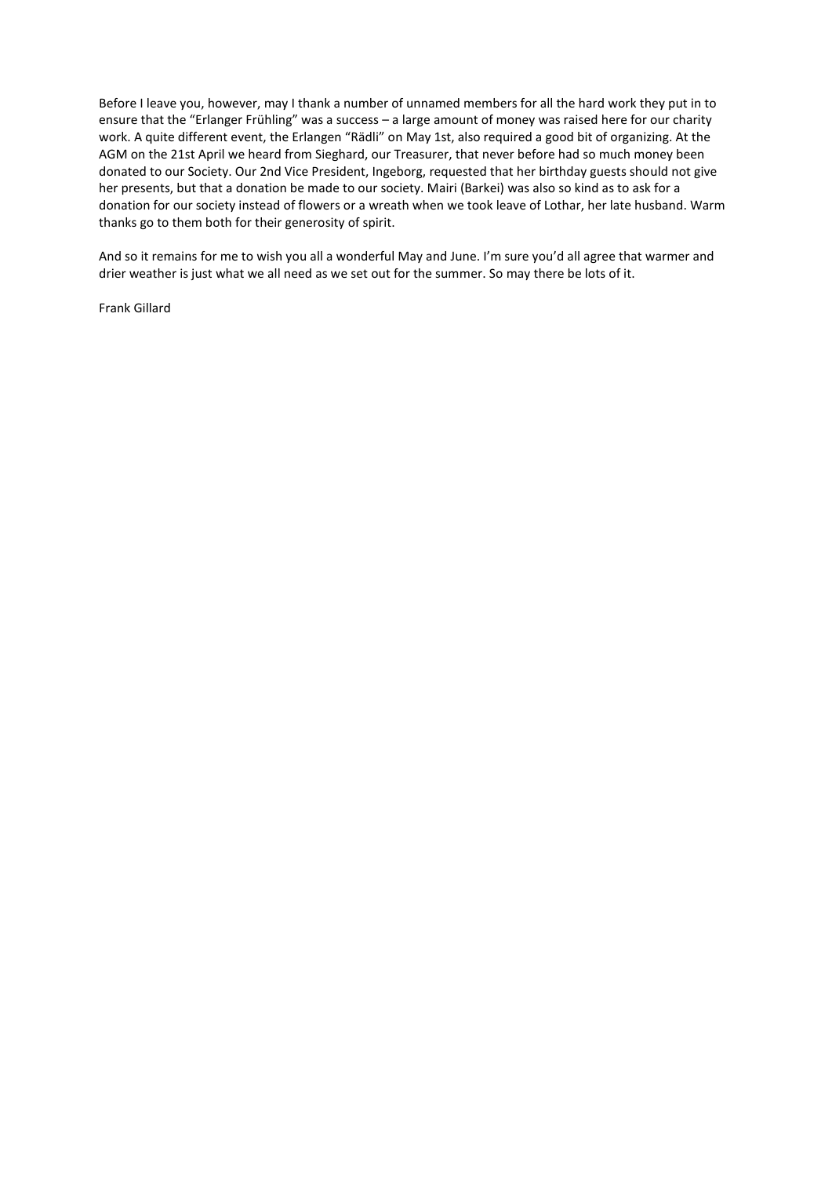Before I leave you, however, may I thank a number of unnamed members for all the hard work they put in to ensure that the "Erlanger Frühling" was a success – a large amount of money was raised here for our charity work. A quite different event, the Erlangen "Rädli" on May 1st, also required a good bit of organizing. At the AGM on the 21st April we heard from Sieghard, our Treasurer, that never before had so much money been donated to our Society. Our 2nd Vice President, Ingeborg, requested that her birthday guests should not give her presents, but that a donation be made to our society. Mairi (Barkei) was also so kind as to ask for a donation for our society instead of flowers or a wreath when we took leave of Lothar, her late husband. Warm thanks go to them both for their generosity of spirit.

And so it remains for me to wish you all a wonderful May and June. I'm sure you'd all agree that warmer and drier weather is just what we all need as we set out for the summer. So may there be lots of it.

Frank Gillard